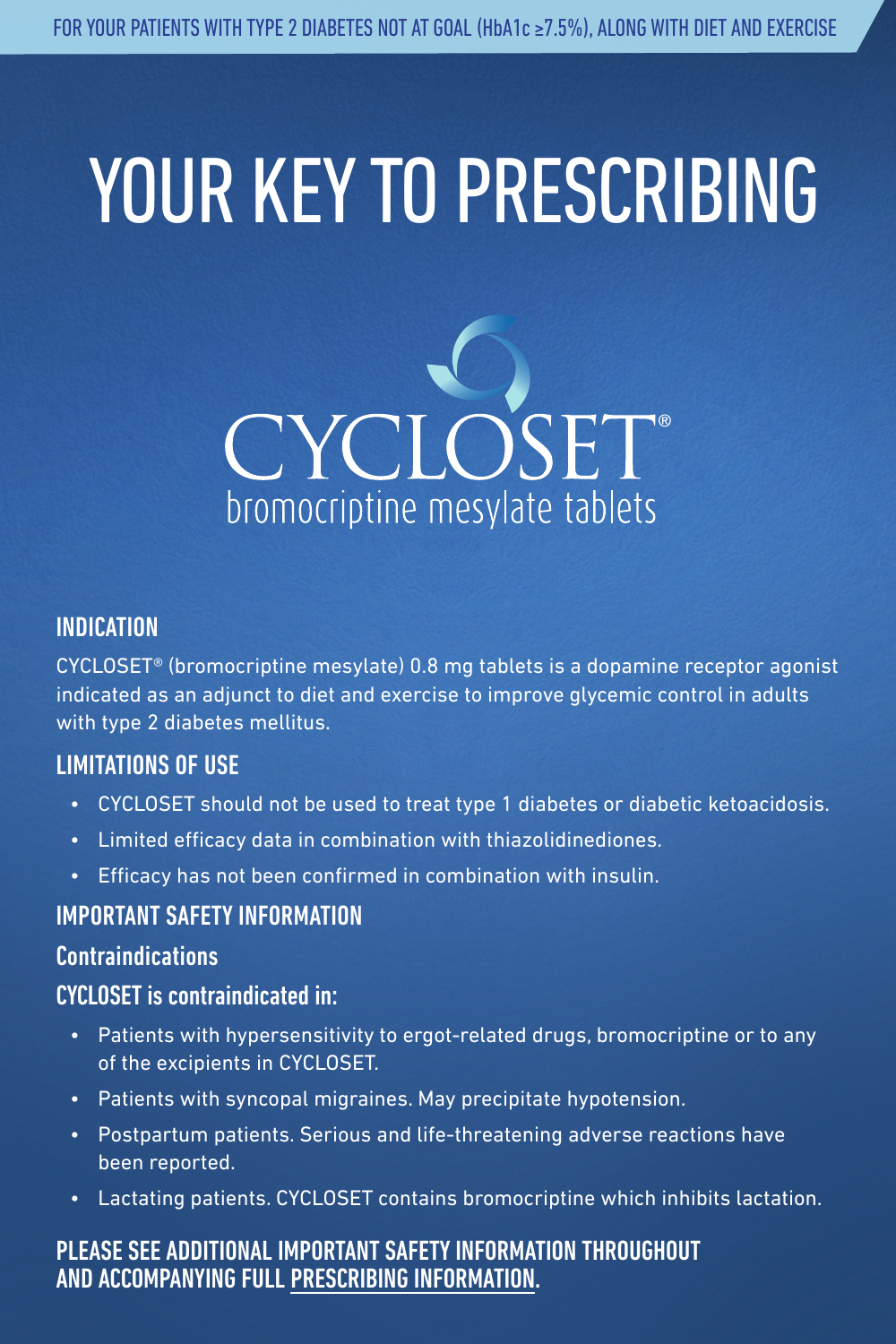FOR YOUR PATIENTS WITH TYPE 2 DIABETES NOT AT GOAL (HbA1c ≥7.5%), ALONG WITH DIET AND EXERCISE

# YOUR KEY TO PRESCRIBING

CYCLOSET®

bromocriptine mesylate tablets

## INDICATION

CYCLOSET® (bromocriptine mesylate) 0.8 mg tablets is a dopamine receptor agonist indicated as an adjunct to diet and exercise to improve glycemic control in adults with type 2 diabetes mellitus.

## LIMITATIONS OF USE

- CYCLOSET should not be used to treat type 1 diabetes or diabetic ketoacidosis.
- Limited efficacy data in combination with thiazolidinediones.
- Efficacy has not been confirmed in combination with insulin.

## IMPORTANT SAFETY INFORMATION

### Contraindications

**CYCLOSET is contraindicated in:**

- Patients with hypersensitivity to ergot-related drugs, bromocriptine or to any of the excipients in CYCLOSET.
- Patients with syncopal migraines. May precipitate hypotension.
- Postpartum patients. Serious and life-threatening adverse reactions have been reported.
- Lactating patients. CYCLOSET contains bromocriptine which inhibits lactation.

**PLEASE SEE ADDITIONAL IMPORTANT SAFETY INFORMATION THROUGHOUT AND ACCOMPANYING FULL PRESCRIBING INFORMATION.**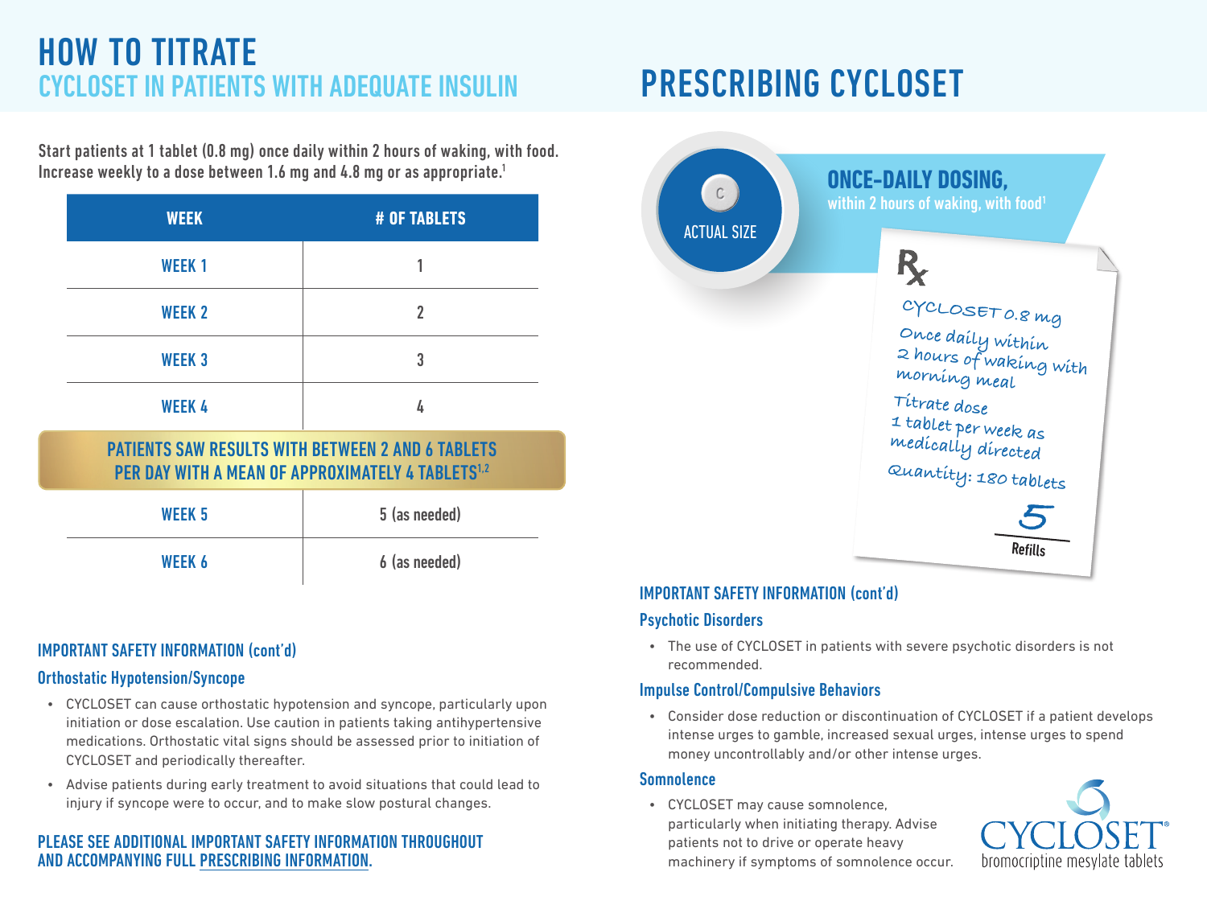# HOW TO TITRATE

## CYCLOSET IN PATIENTS WITH ADEQUATE INSULIN

**Start patients at 1 tablet (0.8 mg) once daily within 2 hours of waking, with food. Increase weekly to a dose between 1.6 mg and 4.8 mg or as appropriate.[1]**

| WEEK | # OF TABLETS |
|---|---|
| WEEK 1 | 1 |
| WEEK 2 | 2 |
| WEEK 3 | 3 |
| WEEK 4 | 4 |
| **PATIENTS SAW RESULTS WITH BETWEEN 2 AND 6 TABLETS PER DAY WITH A MEAN OF APPROXIMATELY 4 TABLETS[1,2]** | |
| WEEK 5 | 5 (as needed) |
| WEEK 6 | 6 (as needed) |

### IMPORTANT SAFETY INFORMATION (cont'd)

#### Orthostatic Hypotension/Syncope

- CYCLOSET can cause orthostatic hypotension and syncope, particularly upon initiation or dose escalation. Use caution in patients taking antihypertensive medications. Orthostatic vital signs should be assessed prior to initiation of CYCLOSET and periodically thereafter.
- Advise patients during early treatment to avoid situations that could lead to injury if syncope were to occur, and to make slow postural changes.

**PLEASE SEE ADDITIONAL IMPORTANT SAFETY INFORMATION THROUGHOUT AND ACCOMPANYING FULL PRESCRIBING INFORMATION.**

# PRESCRIBING CYCLOSET

ACTUAL SIZE

**ONCE-DAILY DOSING,**
within 2 hours of waking, with food[1]

Rx
CYCLOSET 0.8 mg
Once daily within 2 hours of waking with morning meal
Titrate dose 1 tablet per week as medically directed
Quantity: 180 tablets
5 Refills

### IMPORTANT SAFETY INFORMATION (cont'd)

#### Psychotic Disorders

- The use of CYCLOSET in patients with severe psychotic disorders is not recommended.

#### Impulse Control/Compulsive Behaviors

- Consider dose reduction or discontinuation of CYCLOSET if a patient develops intense urges to gamble, increased sexual urges, intense urges to spend money uncontrollably and/or other intense urges.

#### Somnolence

- CYCLOSET may cause somnolence, particularly when initiating therapy. Advise patients not to drive or operate heavy machinery if symptoms of somnolence occur.

CYCLOSET®
bromocriptine mesylate tablets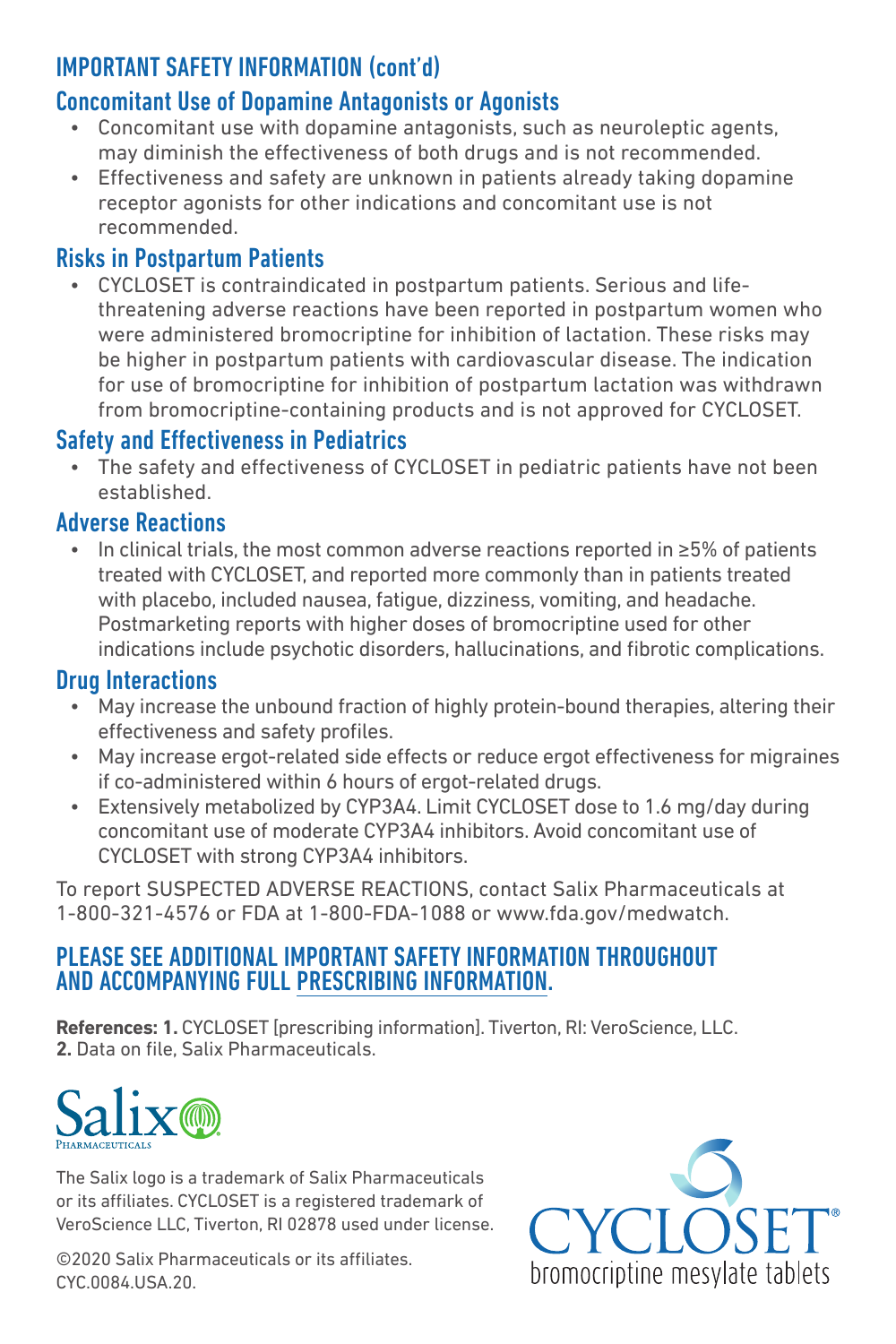## IMPORTANT SAFETY INFORMATION (cont'd)

### Concomitant Use of Dopamine Antagonists or Agonists

- Concomitant use with dopamine antagonists, such as neuroleptic agents, may diminish the effectiveness of both drugs and is not recommended.
- Effectiveness and safety are unknown in patients already taking dopamine receptor agonists for other indications and concomitant use is not recommended.

### Risks in Postpartum Patients

- CYCLOSET is contraindicated in postpartum patients. Serious and life-threatening adverse reactions have been reported in postpartum women who were administered bromocriptine for inhibition of lactation. These risks may be higher in postpartum patients with cardiovascular disease. The indication for use of bromocriptine for inhibition of postpartum lactation was withdrawn from bromocriptine-containing products and is not approved for CYCLOSET.

### Safety and Effectiveness in Pediatrics

- The safety and effectiveness of CYCLOSET in pediatric patients have not been established.

### Adverse Reactions

- In clinical trials, the most common adverse reactions reported in ≥5% of patients treated with CYCLOSET, and reported more commonly than in patients treated with placebo, included nausea, fatigue, dizziness, vomiting, and headache. Postmarketing reports with higher doses of bromocriptine used for other indications include psychotic disorders, hallucinations, and fibrotic complications.

### Drug Interactions

- May increase the unbound fraction of highly protein-bound therapies, altering their effectiveness and safety profiles.
- May increase ergot-related side effects or reduce ergot effectiveness for migraines if co-administered within 6 hours of ergot-related drugs.
- Extensively metabolized by CYP3A4. Limit CYCLOSET dose to 1.6 mg/day during concomitant use of moderate CYP3A4 inhibitors. Avoid concomitant use of CYCLOSET with strong CYP3A4 inhibitors.

To report SUSPECTED ADVERSE REACTIONS, contact Salix Pharmaceuticals at 1-800-321-4576 or FDA at 1-800-FDA-1088 or www.fda.gov/medwatch.

**PLEASE SEE ADDITIONAL IMPORTANT SAFETY INFORMATION THROUGHOUT AND ACCOMPANYING FULL PRESCRIBING INFORMATION.**

**References: 1.** CYCLOSET [prescribing information]. Tiverton, RI: VeroScience, LLC. **2.** Data on file, Salix Pharmaceuticals.

Salix Pharmaceuticals

The Salix logo is a trademark of Salix Pharmaceuticals or its affiliates. CYCLOSET is a registered trademark of VeroScience LLC, Tiverton, RI 02878 used under license.

©2020 Salix Pharmaceuticals or its affiliates.
CYC.0084.USA.20.

CYCLOSET®
bromocriptine mesylate tablets